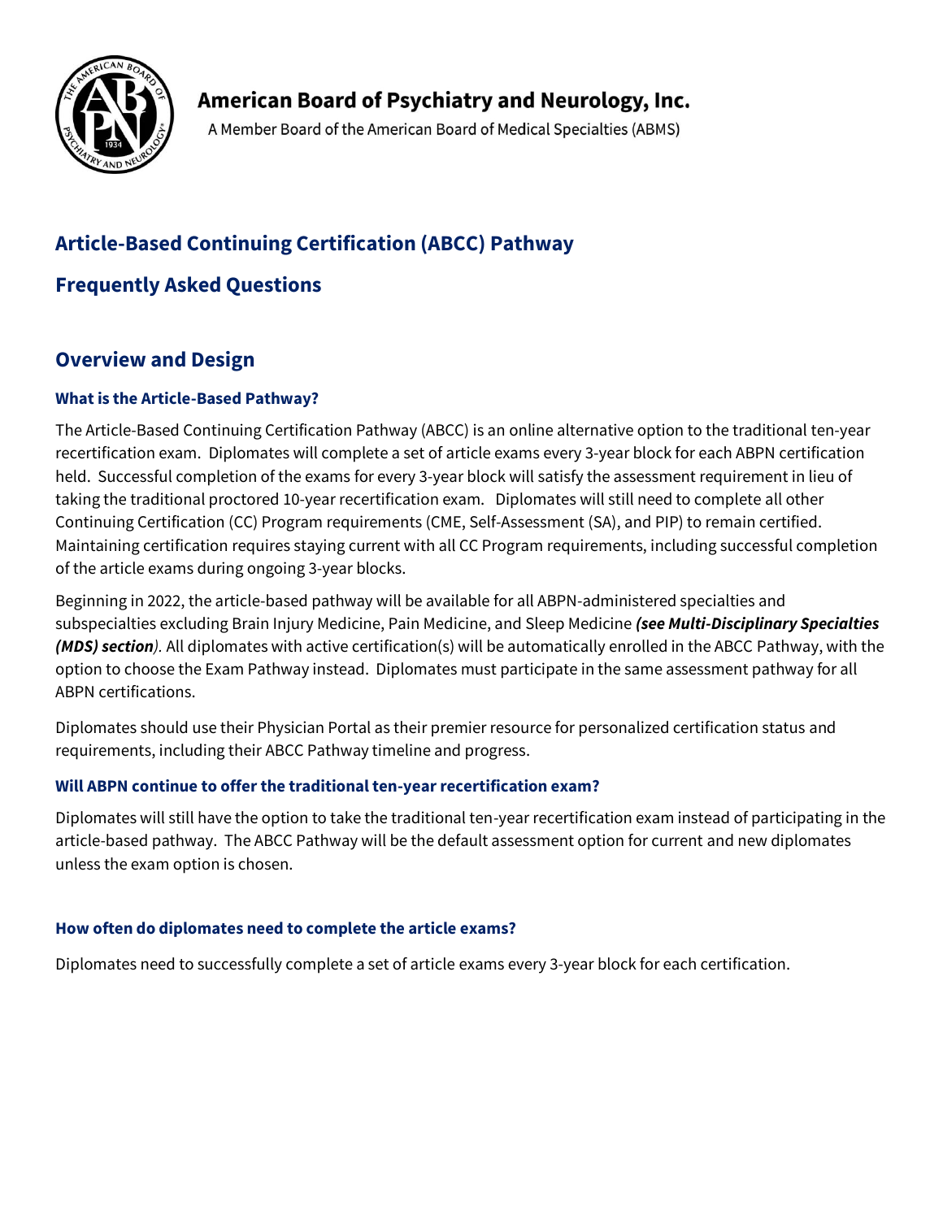# American Board of Psychiatry and Neurology, Inc.

A Member Board of the American Board of Medical Specialties (ABMS)

## Article-Based Continuing Certification (ABCC) Pathway

## Frequently Asked Questions

## Overview and Design

### What is the Article-Based Pathway?

The Article-Based Continuing Certification Pathway (ABCC) is an online alternative option to the traditional ten-year recertification exam. Diplomates will complete a set of article exams every 3-year block for each ABPN certification held. Successful completion of the exams for every 3-year block will satisfy the assessment requirement in lieu of taking the traditional proctored 10-year recertification exam. Diplomates will still need to complete all other Continuing Certification (CC) Program requirements (CME, Self-Assessment (SA), and PIP) to remain certified. Maintaining certification requires staying current with all CC Program requirements, including successful completion of the article exams during ongoing 3-year blocks.

Beginning in 2022, the article-based pathway will be available for all ABPN-administered specialties and subspecialties excluding Brain Injury Medicine, Pain Medicine, and Sleep Medicine ***(see Multi-Disciplinary Specialties (MDS) section****)*. All diplomates with active certification(s) will be automatically enrolled in the ABCC Pathway, with the option to choose the Exam Pathway instead. Diplomates must participate in the same assessment pathway for all ABPN certifications.

Diplomates should use their Physician Portal as their premier resource for personalized certification status and requirements, including their ABCC Pathway timeline and progress.

### Will ABPN continue to offer the traditional ten-year recertification exam?

Diplomates will still have the option to take the traditional ten-year recertification exam instead of participating in the article-based pathway. The ABCC Pathway will be the default assessment option for current and new diplomates unless the exam option is chosen.

### How often do diplomates need to complete the article exams?

Diplomates need to successfully complete a set of article exams every 3-year block for each certification.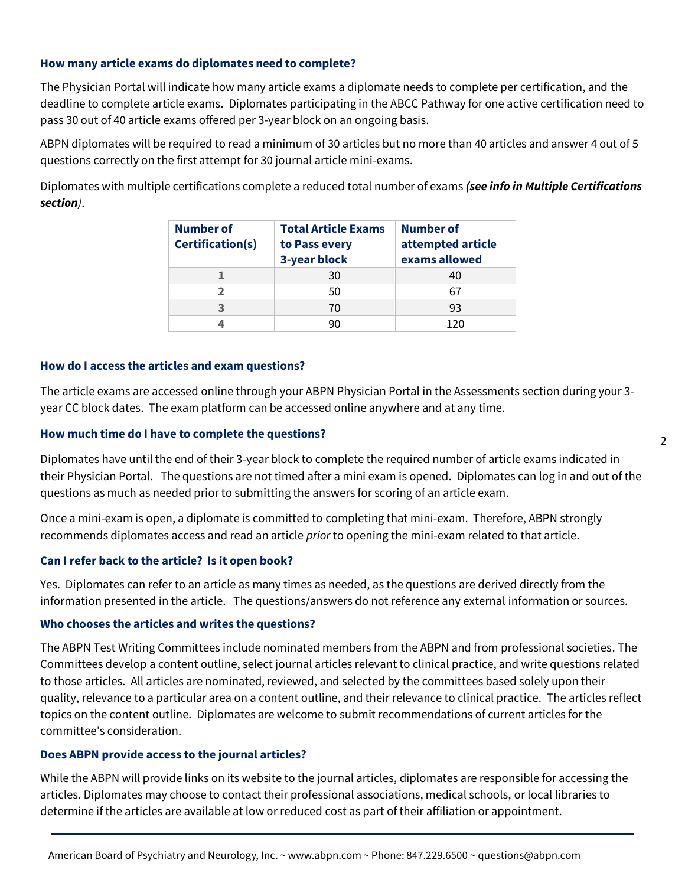### How many article exams do diplomates need to complete?

The Physician Portal will indicate how many article exams a diplomate needs to complete per certification, and the deadline to complete article exams. Diplomates participating in the ABCC Pathway for one active certification need to pass 30 out of 40 article exams offered per 3-year block on an ongoing basis.

ABPN diplomates will be required to read a minimum of 30 articles but no more than 40 articles and answer 4 out of 5 questions correctly on the first attempt for 30 journal article mini-exams.

Diplomates with multiple certifications complete a reduced total number of exams ***(see info in Multiple Certifications section)***.

| Number of Certification(s) | Total Article Exams to Pass every 3-year block | Number of attempted article exams allowed |
|---|---|---|
| 1 | 30 | 40 |
| 2 | 50 | 67 |
| 3 | 70 | 93 |
| 4 | 90 | 120 |

### How do I access the articles and exam questions?

The article exams are accessed online through your ABPN Physician Portal in the Assessments section during your 3-year CC block dates. The exam platform can be accessed online anywhere and at any time.

### How much time do I have to complete the questions?

Diplomates have until the end of their 3-year block to complete the required number of article exams indicated in their Physician Portal. The questions are not timed after a mini exam is opened. Diplomates can log in and out of the questions as much as needed prior to submitting the answers for scoring of an article exam.

Once a mini-exam is open, a diplomate is committed to completing that mini-exam. Therefore, ABPN strongly recommends diplomates access and read an article *prior* to opening the mini-exam related to that article.

### Can I refer back to the article? Is it open book?

Yes. Diplomates can refer to an article as many times as needed, as the questions are derived directly from the information presented in the article. The questions/answers do not reference any external information or sources.

### Who chooses the articles and writes the questions?

The ABPN Test Writing Committees include nominated members from the ABPN and from professional societies. The Committees develop a content outline, select journal articles relevant to clinical practice, and write questions related to those articles. All articles are nominated, reviewed, and selected by the committees based solely upon their quality, relevance to a particular area on a content outline, and their relevance to clinical practice. The articles reflect topics on the content outline. Diplomates are welcome to submit recommendations of current articles for the committee's consideration.

### Does ABPN provide access to the journal articles?

While the ABPN will provide links on its website to the journal articles, diplomates are responsible for accessing the articles. Diplomates may choose to contact their professional associations, medical schools, or local libraries to determine if the articles are available at low or reduced cost as part of their affiliation or appointment.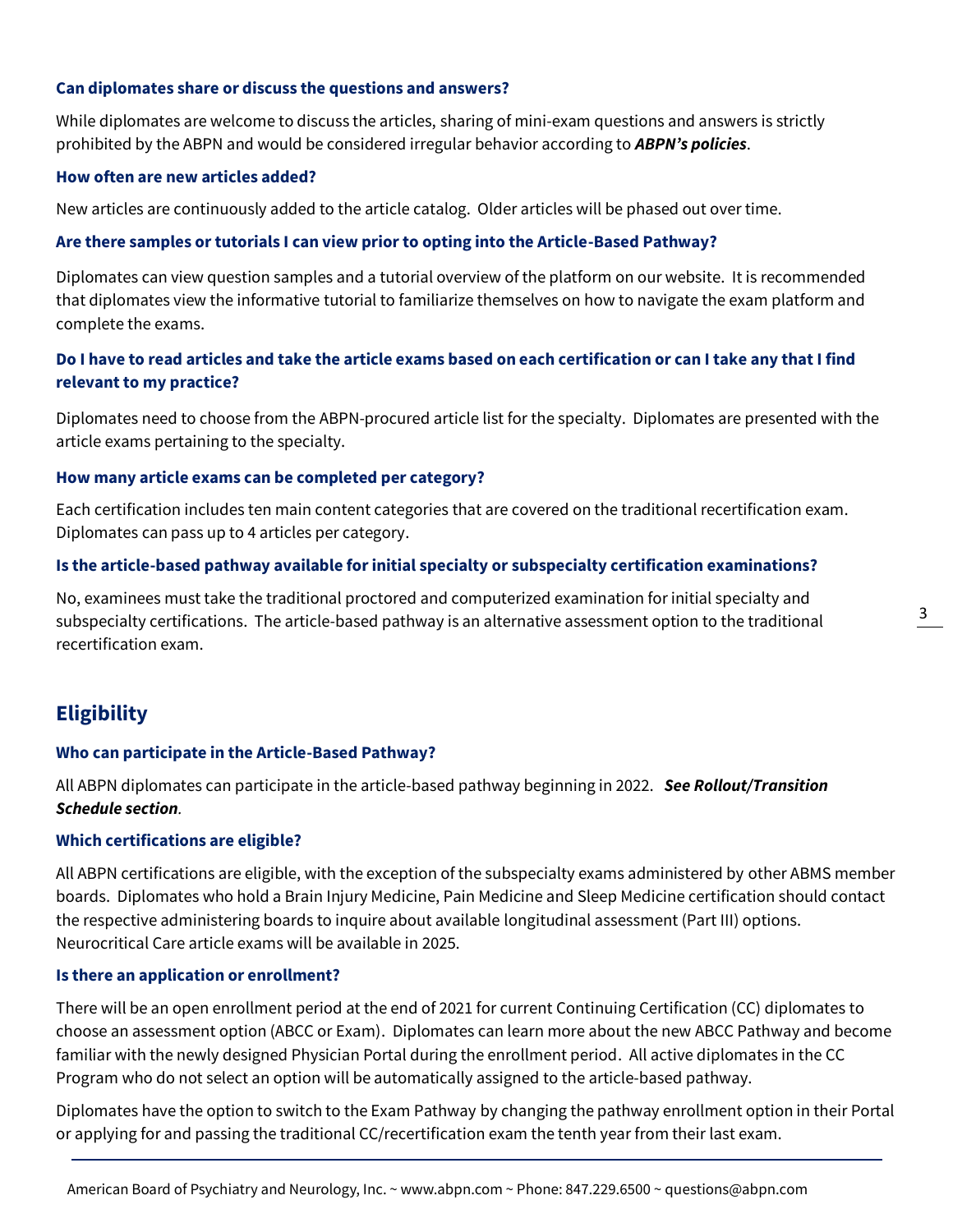### Can diplomates share or discuss the questions and answers?

While diplomates are welcome to discuss the articles, sharing of mini-exam questions and answers is strictly prohibited by the ABPN and would be considered irregular behavior according to ***ABPN's policies***.

### How often are new articles added?

New articles are continuously added to the article catalog. Older articles will be phased out over time.

### Are there samples or tutorials I can view prior to opting into the Article-Based Pathway?

Diplomates can view question samples and a tutorial overview of the platform on our website. It is recommended that diplomates view the informative tutorial to familiarize themselves on how to navigate the exam platform and complete the exams.

### Do I have to read articles and take the article exams based on each certification or can I take any that I find relevant to my practice?

Diplomates need to choose from the ABPN-procured article list for the specialty. Diplomates are presented with the article exams pertaining to the specialty.

### How many article exams can be completed per category?

Each certification includes ten main content categories that are covered on the traditional recertification exam. Diplomates can pass up to 4 articles per category.

### Is the article-based pathway available for initial specialty or subspecialty certification examinations?

No, examinees must take the traditional proctored and computerized examination for initial specialty and subspecialty certifications. The article-based pathway is an alternative assessment option to the traditional recertification exam.

## Eligibility

### Who can participate in the Article-Based Pathway?

All ABPN diplomates can participate in the article-based pathway beginning in 2022. ***See Rollout/Transition Schedule section***.

### Which certifications are eligible?

All ABPN certifications are eligible, with the exception of the subspecialty exams administered by other ABMS member boards. Diplomates who hold a Brain Injury Medicine, Pain Medicine and Sleep Medicine certification should contact the respective administering boards to inquire about available longitudinal assessment (Part III) options. Neurocritical Care article exams will be available in 2025.

### Is there an application or enrollment?

There will be an open enrollment period at the end of 2021 for current Continuing Certification (CC) diplomates to choose an assessment option (ABCC or Exam). Diplomates can learn more about the new ABCC Pathway and become familiar with the newly designed Physician Portal during the enrollment period. All active diplomates in the CC Program who do not select an option will be automatically assigned to the article-based pathway.

Diplomates have the option to switch to the Exam Pathway by changing the pathway enrollment option in their Portal or applying for and passing the traditional CC/recertification exam the tenth year from their last exam.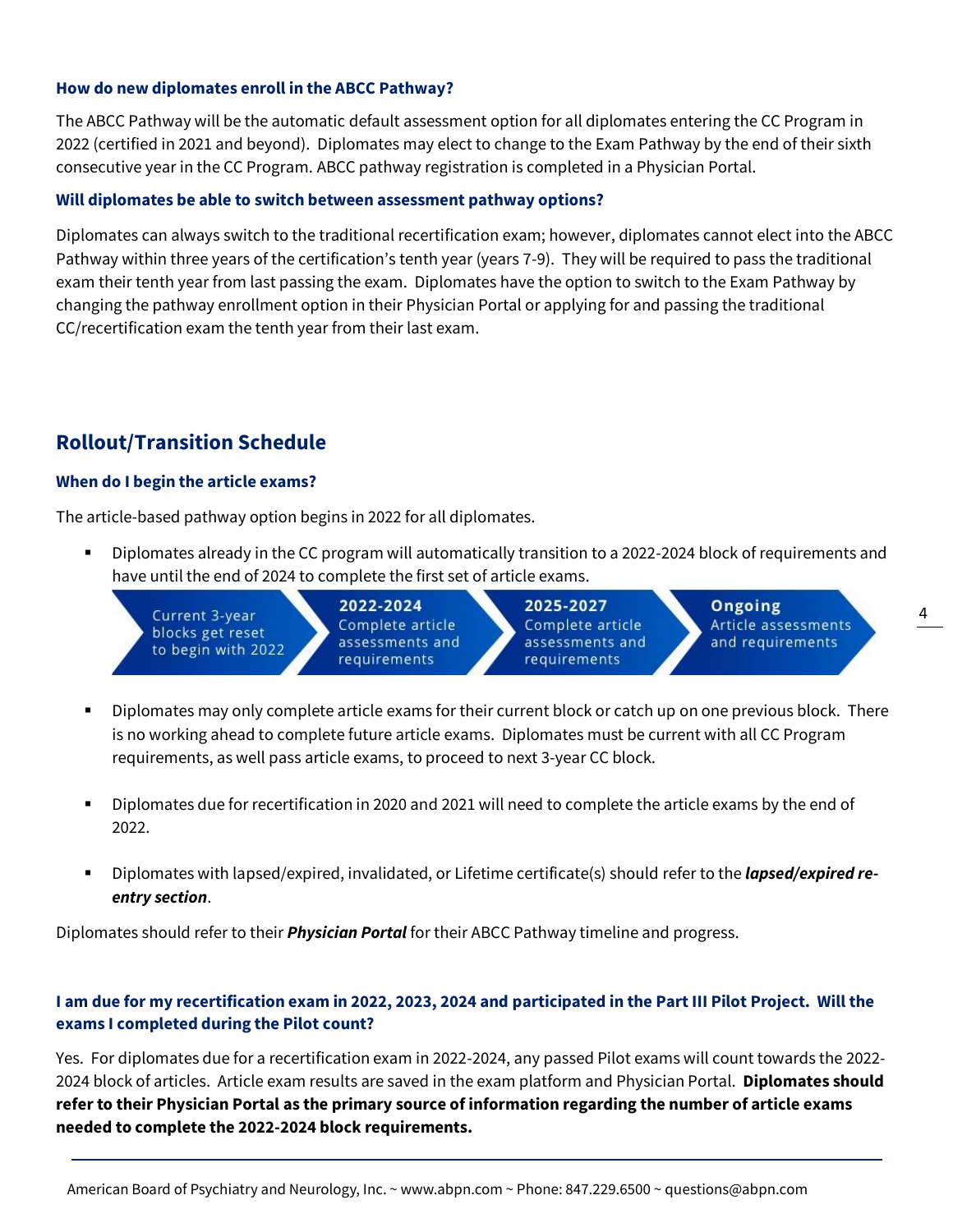### How do new diplomates enroll in the ABCC Pathway?

The ABCC Pathway will be the automatic default assessment option for all diplomates entering the CC Program in 2022 (certified in 2021 and beyond). Diplomates may elect to change to the Exam Pathway by the end of their sixth consecutive year in the CC Program. ABCC pathway registration is completed in a Physician Portal.

### Will diplomates be able to switch between assessment pathway options?

Diplomates can always switch to the traditional recertification exam; however, diplomates cannot elect into the ABCC Pathway within three years of the certification's tenth year (years 7-9). They will be required to pass the traditional exam their tenth year from last passing the exam. Diplomates have the option to switch to the Exam Pathway by changing the pathway enrollment option in their Physician Portal or applying for and passing the traditional CC/recertification exam the tenth year from their last exam.

## Rollout/Transition Schedule

### When do I begin the article exams?

The article-based pathway option begins in 2022 for all diplomates.

- Diplomates already in the CC program will automatically transition to a 2022-2024 block of requirements and have until the end of 2024 to complete the first set of article exams.

| Current 3-year blocks get reset to begin with 2022 | **2022-2024** Complete article assessments and requirements | **2025-2027** Complete article assessments and requirements | **Ongoing** Article assessments and requirements |
| --- | --- | --- | --- |

- Diplomates may only complete article exams for their current block or catch up on one previous block. There is no working ahead to complete future article exams. Diplomates must be current with all CC Program requirements, as well pass article exams, to proceed to next 3-year CC block.

- Diplomates due for recertification in 2020 and 2021 will need to complete the article exams by the end of 2022.

- Diplomates with lapsed/expired, invalidated, or Lifetime certificate(s) should refer to the ***lapsed/expired re-entry section***.

Diplomates should refer to their ***Physician Portal*** for their ABCC Pathway timeline and progress.

### I am due for my recertification exam in 2022, 2023, 2024 and participated in the Part III Pilot Project. Will the exams I completed during the Pilot count?

Yes. For diplomates due for a recertification exam in 2022-2024, any passed Pilot exams will count towards the 2022-2024 block of articles. Article exam results are saved in the exam platform and Physician Portal. **Diplomates should refer to their Physician Portal as the primary source of information regarding the number of article exams needed to complete the 2022-2024 block requirements.**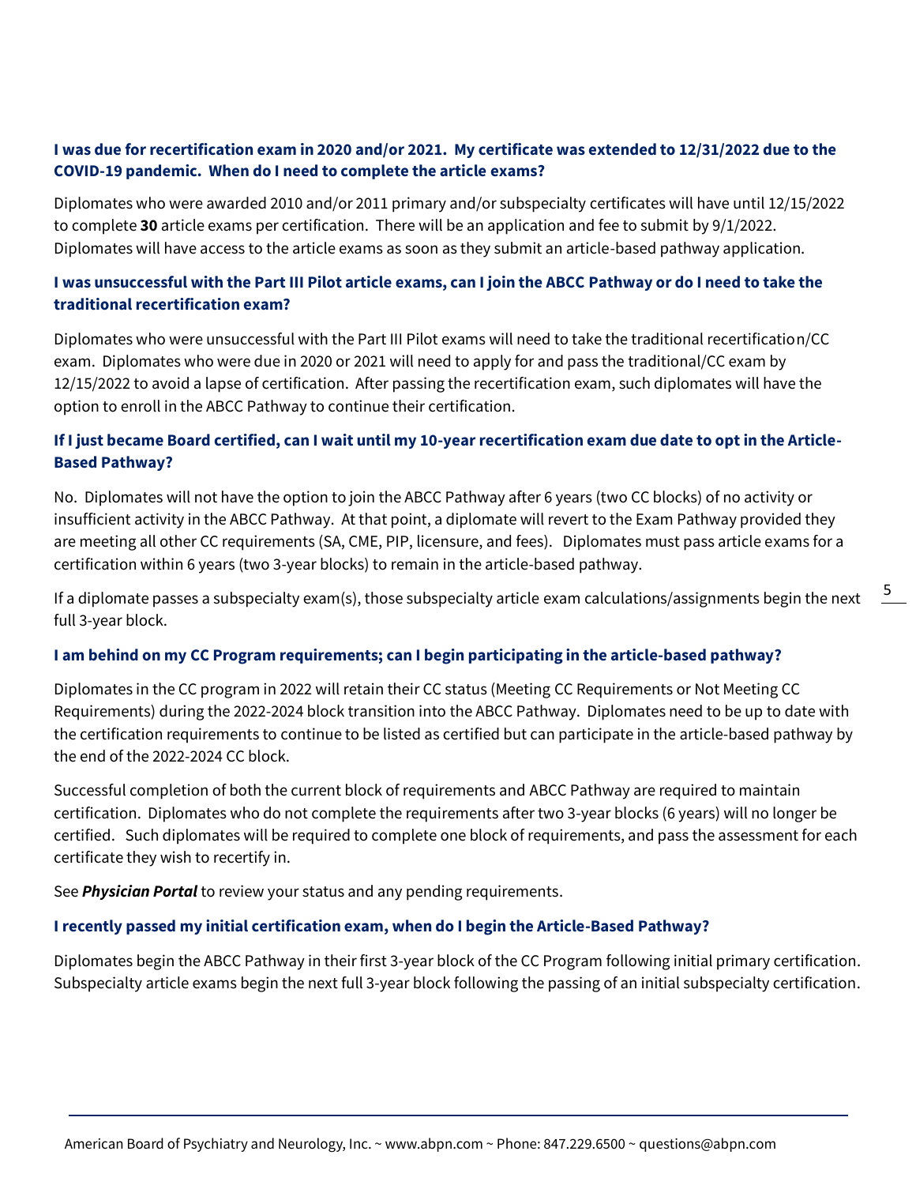**I was due for recertification exam in 2020 and/or 2021. My certificate was extended to 12/31/2022 due to the COVID-19 pandemic. When do I need to complete the article exams?**

Diplomates who were awarded 2010 and/or 2011 primary and/or subspecialty certificates will have until 12/15/2022 to complete **30** article exams per certification. There will be an application and fee to submit by 9/1/2022. Diplomates will have access to the article exams as soon as they submit an article-based pathway application.

**I was unsuccessful with the Part III Pilot article exams, can I join the ABCC Pathway or do I need to take the traditional recertification exam?**

Diplomates who were unsuccessful with the Part III Pilot exams will need to take the traditional recertification/CC exam. Diplomates who were due in 2020 or 2021 will need to apply for and pass the traditional/CC exam by 12/15/2022 to avoid a lapse of certification. After passing the recertification exam, such diplomates will have the option to enroll in the ABCC Pathway to continue their certification.

**If I just became Board certified, can I wait until my 10-year recertification exam due date to opt in the Article-Based Pathway?**

No. Diplomates will not have the option to join the ABCC Pathway after 6 years (two CC blocks) of no activity or insufficient activity in the ABCC Pathway. At that point, a diplomate will revert to the Exam Pathway provided they are meeting all other CC requirements (SA, CME, PIP, licensure, and fees). Diplomates must pass article exams for a certification within 6 years (two 3-year blocks) to remain in the article-based pathway.

If a diplomate passes a subspecialty exam(s), those subspecialty article exam calculations/assignments begin the next full 3-year block.

**I am behind on my CC Program requirements; can I begin participating in the article-based pathway?**

Diplomates in the CC program in 2022 will retain their CC status (Meeting CC Requirements or Not Meeting CC Requirements) during the 2022-2024 block transition into the ABCC Pathway. Diplomates need to be up to date with the certification requirements to continue to be listed as certified but can participate in the article-based pathway by the end of the 2022-2024 CC block.

Successful completion of both the current block of requirements and ABCC Pathway are required to maintain certification. Diplomates who do not complete the requirements after two 3-year blocks (6 years) will no longer be certified. Such diplomates will be required to complete one block of requirements, and pass the assessment for each certificate they wish to recertify in.

See ***Physician Portal*** to review your status and any pending requirements.

**I recently passed my initial certification exam, when do I begin the Article-Based Pathway?**

Diplomates begin the ABCC Pathway in their first 3-year block of the CC Program following initial primary certification. Subspecialty article exams begin the next full 3-year block following the passing of an initial subspecialty certification.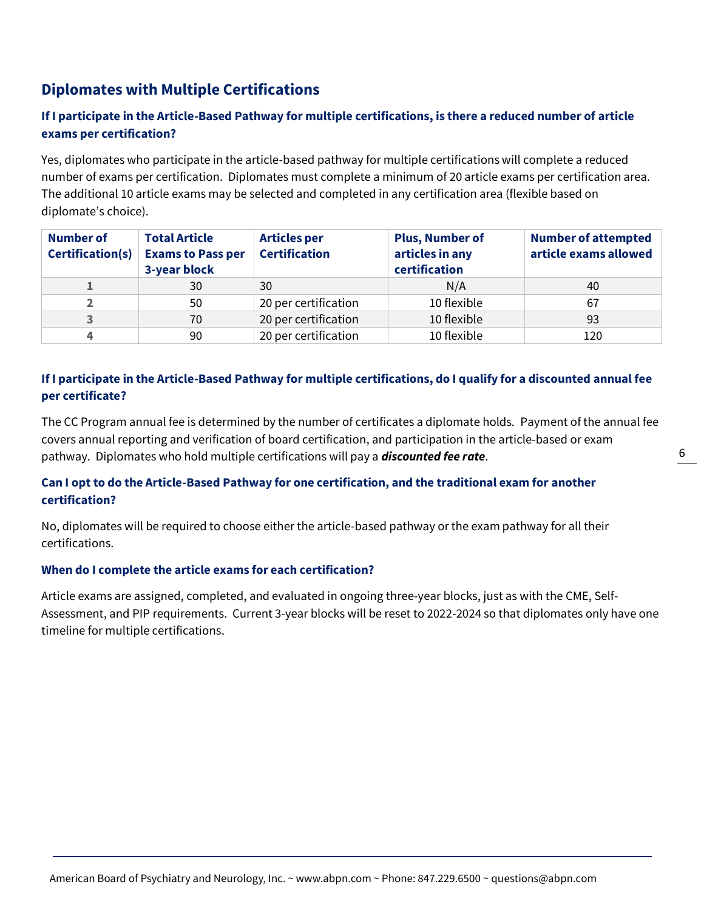## Diplomates with Multiple Certifications

### If I participate in the Article-Based Pathway for multiple certifications, is there a reduced number of article exams per certification?

Yes, diplomates who participate in the article-based pathway for multiple certifications will complete a reduced number of exams per certification. Diplomates must complete a minimum of 20 article exams per certification area. The additional 10 article exams may be selected and completed in any certification area (flexible based on diplomate's choice).

| Number of Certification(s) | Total Article Exams to Pass per 3-year block | Articles per Certification | Plus, Number of articles in any certification | Number of attempted article exams allowed |
|---|---|---|---|---|
| 1 | 30 | 30 | N/A | 40 |
| 2 | 50 | 20 per certification | 10 flexible | 67 |
| 3 | 70 | 20 per certification | 10 flexible | 93 |
| 4 | 90 | 20 per certification | 10 flexible | 120 |

### If I participate in the Article-Based Pathway for multiple certifications, do I qualify for a discounted annual fee per certificate?

The CC Program annual fee is determined by the number of certificates a diplomate holds. Payment of the annual fee covers annual reporting and verification of board certification, and participation in the article-based or exam pathway. Diplomates who hold multiple certifications will pay a ***discounted fee rate***.

### Can I opt to do the Article-Based Pathway for one certification, and the traditional exam for another certification?

No, diplomates will be required to choose either the article-based pathway or the exam pathway for all their certifications.

### When do I complete the article exams for each certification?

Article exams are assigned, completed, and evaluated in ongoing three-year blocks, just as with the CME, Self-Assessment, and PIP requirements. Current 3-year blocks will be reset to 2022-2024 so that diplomates only have one timeline for multiple certifications.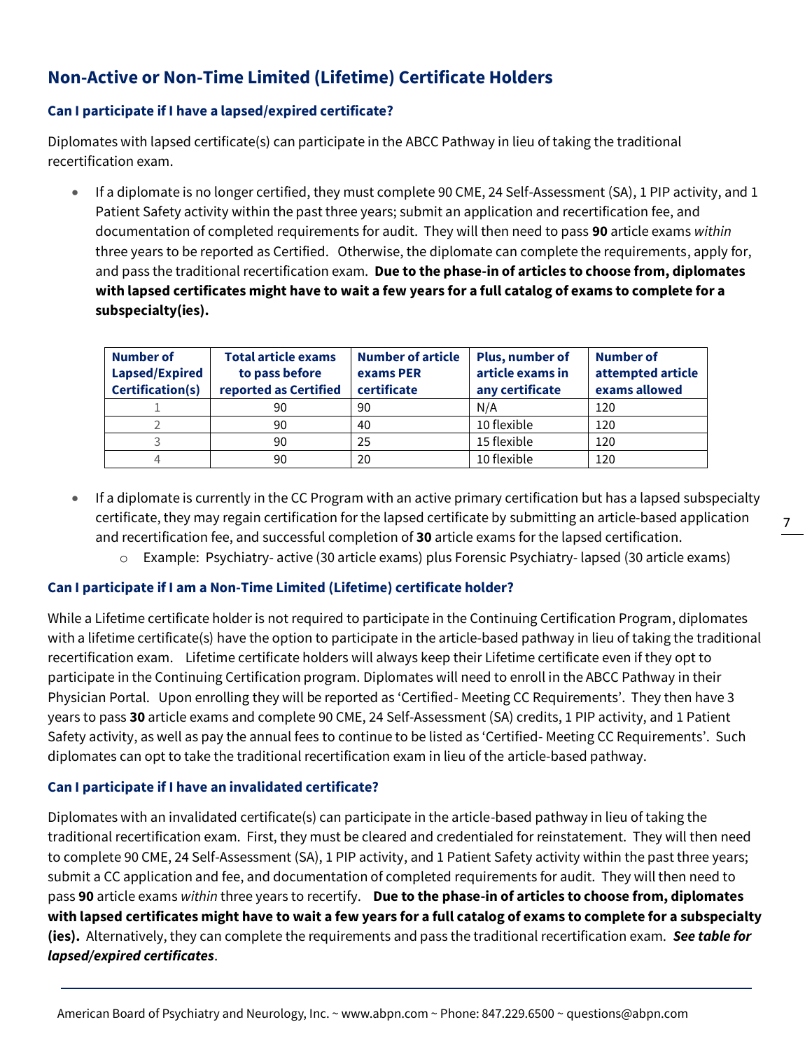## Non-Active or Non-Time Limited (Lifetime) Certificate Holders

### Can I participate if I have a lapsed/expired certificate?

Diplomates with lapsed certificate(s) can participate in the ABCC Pathway in lieu of taking the traditional recertification exam.

- If a diplomate is no longer certified, they must complete 90 CME, 24 Self-Assessment (SA), 1 PIP activity, and 1 Patient Safety activity within the past three years; submit an application and recertification fee, and documentation of completed requirements for audit. They will then need to pass **90** article exams *within* three years to be reported as Certified. Otherwise, the diplomate can complete the requirements, apply for, and pass the traditional recertification exam. **Due to the phase-in of articles to choose from, diplomates with lapsed certificates might have to wait a few years for a full catalog of exams to complete for a subspecialty(ies).**

| Number of Lapsed/Expired Certification(s) | Total article exams to pass before reported as Certified | Number of article exams PER certificate | Plus, number of article exams in any certificate | Number of attempted article exams allowed |
|---|---|---|---|---|
| 1 | 90 | 90 | N/A | 120 |
| 2 | 90 | 40 | 10 flexible | 120 |
| 3 | 90 | 25 | 15 flexible | 120 |
| 4 | 90 | 20 | 10 flexible | 120 |

- If a diplomate is currently in the CC Program with an active primary certification but has a lapsed subspecialty certificate, they may regain certification for the lapsed certificate by submitting an article-based application and recertification fee, and successful completion of **30** article exams for the lapsed certification.
  - Example: Psychiatry- active (30 article exams) plus Forensic Psychiatry- lapsed (30 article exams)

### Can I participate if I am a Non-Time Limited (Lifetime) certificate holder?

While a Lifetime certificate holder is not required to participate in the Continuing Certification Program, diplomates with a lifetime certificate(s) have the option to participate in the article-based pathway in lieu of taking the traditional recertification exam. Lifetime certificate holders will always keep their Lifetime certificate even if they opt to participate in the Continuing Certification program. Diplomates will need to enroll in the ABCC Pathway in their Physician Portal. Upon enrolling they will be reported as 'Certified- Meeting CC Requirements'. They then have 3 years to pass **30** article exams and complete 90 CME, 24 Self-Assessment (SA) credits, 1 PIP activity, and 1 Patient Safety activity, as well as pay the annual fees to continue to be listed as 'Certified- Meeting CC Requirements'. Such diplomates can opt to take the traditional recertification exam in lieu of the article-based pathway.

### Can I participate if I have an invalidated certificate?

Diplomates with an invalidated certificate(s) can participate in the article-based pathway in lieu of taking the traditional recertification exam. First, they must be cleared and credentialed for reinstatement. They will then need to complete 90 CME, 24 Self-Assessment (SA), 1 PIP activity, and 1 Patient Safety activity within the past three years; submit a CC application and fee, and documentation of completed requirements for audit. They will then need to pass **90** article exams *within* three years to recertify. **Due to the phase-in of articles to choose from, diplomates with lapsed certificates might have to wait a few years for a full catalog of exams to complete for a subspecialty (ies).** Alternatively, they can complete the requirements and pass the traditional recertification exam. ***See table for lapsed/expired certificates***.

American Board of Psychiatry and Neurology, Inc. ~ www.abpn.com ~ Phone: 847.229.6500 ~ questions@abpn.com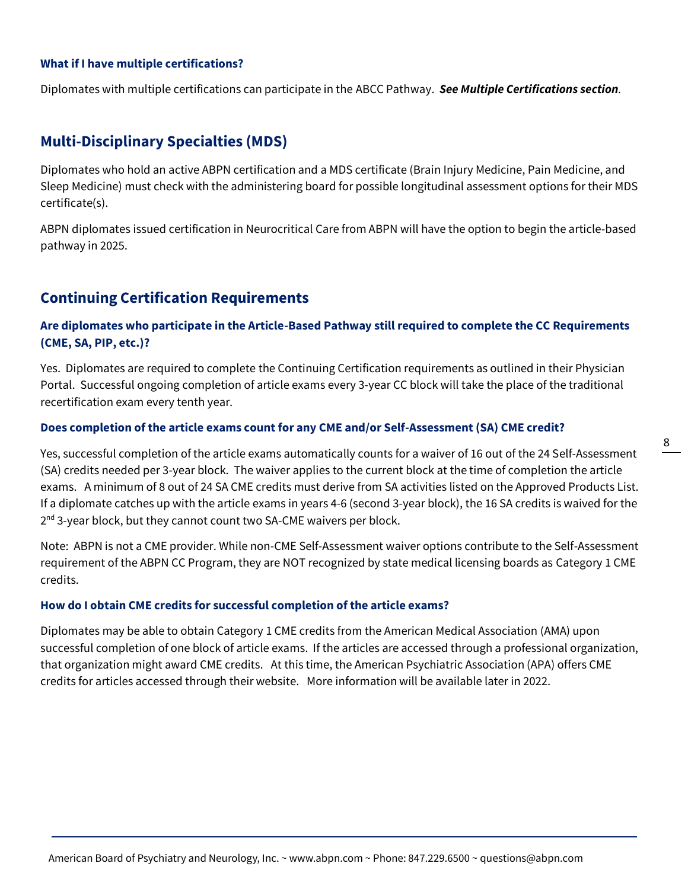### What if I have multiple certifications?

Diplomates with multiple certifications can participate in the ABCC Pathway. ***See Multiple Certifications section***.

## Multi-Disciplinary Specialties (MDS)

Diplomates who hold an active ABPN certification and a MDS certificate (Brain Injury Medicine, Pain Medicine, and Sleep Medicine) must check with the administering board for possible longitudinal assessment options for their MDS certificate(s).

ABPN diplomates issued certification in Neurocritical Care from ABPN will have the option to begin the article-based pathway in 2025.

## Continuing Certification Requirements

### Are diplomates who participate in the Article-Based Pathway still required to complete the CC Requirements (CME, SA, PIP, etc.)?

Yes. Diplomates are required to complete the Continuing Certification requirements as outlined in their Physician Portal. Successful ongoing completion of article exams every 3-year CC block will take the place of the traditional recertification exam every tenth year.

### Does completion of the article exams count for any CME and/or Self-Assessment (SA) CME credit?

Yes, successful completion of the article exams automatically counts for a waiver of 16 out of the 24 Self-Assessment (SA) credits needed per 3-year block. The waiver applies to the current block at the time of completion the article exams. A minimum of 8 out of 24 SA CME credits must derive from SA activities listed on the Approved Products List. If a diplomate catches up with the article exams in years 4-6 (second 3-year block), the 16 SA credits is waived for the 2nd 3-year block, but they cannot count two SA-CME waivers per block.

Note: ABPN is not a CME provider. While non-CME Self-Assessment waiver options contribute to the Self-Assessment requirement of the ABPN CC Program, they are NOT recognized by state medical licensing boards as Category 1 CME credits.

### How do I obtain CME credits for successful completion of the article exams?

Diplomates may be able to obtain Category 1 CME credits from the American Medical Association (AMA) upon successful completion of one block of article exams. If the articles are accessed through a professional organization, that organization might award CME credits. At this time, the American Psychiatric Association (APA) offers CME credits for articles accessed through their website. More information will be available later in 2022.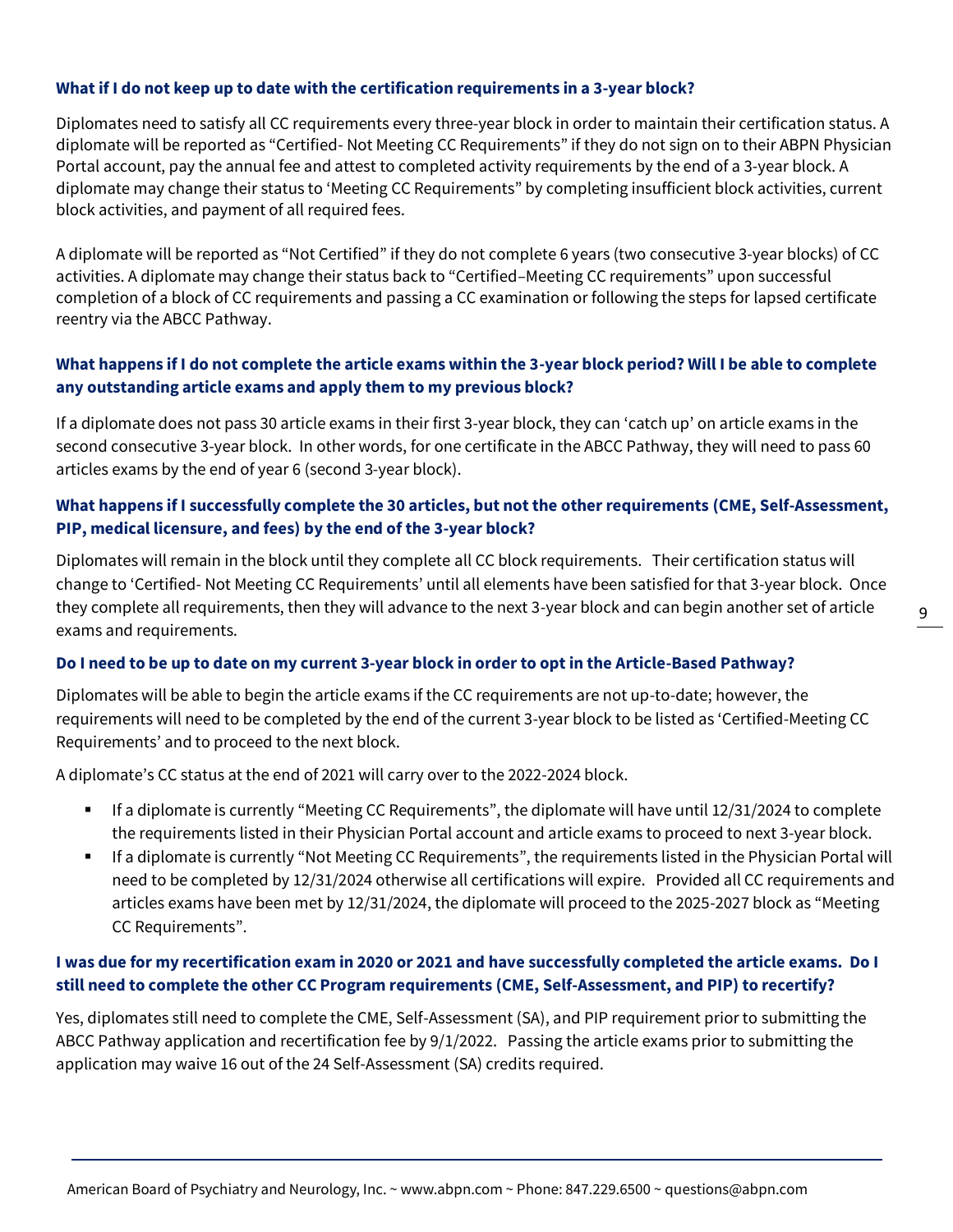### What if I do not keep up to date with the certification requirements in a 3-year block?

Diplomates need to satisfy all CC requirements every three-year block in order to maintain their certification status. A diplomate will be reported as "Certified- Not Meeting CC Requirements" if they do not sign on to their ABPN Physician Portal account, pay the annual fee and attest to completed activity requirements by the end of a 3-year block. A diplomate may change their status to 'Meeting CC Requirements" by completing insufficient block activities, current block activities, and payment of all required fees.

A diplomate will be reported as "Not Certified" if they do not complete 6 years (two consecutive 3-year blocks) of CC activities. A diplomate may change their status back to "Certified–Meeting CC requirements" upon successful completion of a block of CC requirements and passing a CC examination or following the steps for lapsed certificate reentry via the ABCC Pathway.

### What happens if I do not complete the article exams within the 3-year block period? Will I be able to complete any outstanding article exams and apply them to my previous block?

If a diplomate does not pass 30 article exams in their first 3-year block, they can 'catch up' on article exams in the second consecutive 3-year block. In other words, for one certificate in the ABCC Pathway, they will need to pass 60 articles exams by the end of year 6 (second 3-year block).

### What happens if I successfully complete the 30 articles, but not the other requirements (CME, Self-Assessment, PIP, medical licensure, and fees) by the end of the 3-year block?

Diplomates will remain in the block until they complete all CC block requirements. Their certification status will change to 'Certified- Not Meeting CC Requirements' until all elements have been satisfied for that 3-year block. Once they complete all requirements, then they will advance to the next 3-year block and can begin another set of article exams and requirements.

### Do I need to be up to date on my current 3-year block in order to opt in the Article-Based Pathway?

Diplomates will be able to begin the article exams if the CC requirements are not up-to-date; however, the requirements will need to be completed by the end of the current 3-year block to be listed as 'Certified-Meeting CC Requirements' and to proceed to the next block.

A diplomate's CC status at the end of 2021 will carry over to the 2022-2024 block.

- If a diplomate is currently "Meeting CC Requirements", the diplomate will have until 12/31/2024 to complete the requirements listed in their Physician Portal account and article exams to proceed to next 3-year block.
- If a diplomate is currently "Not Meeting CC Requirements", the requirements listed in the Physician Portal will need to be completed by 12/31/2024 otherwise all certifications will expire. Provided all CC requirements and articles exams have been met by 12/31/2024, the diplomate will proceed to the 2025-2027 block as "Meeting CC Requirements".

### I was due for my recertification exam in 2020 or 2021 and have successfully completed the article exams. Do I still need to complete the other CC Program requirements (CME, Self-Assessment, and PIP) to recertify?

Yes, diplomates still need to complete the CME, Self-Assessment (SA), and PIP requirement prior to submitting the ABCC Pathway application and recertification fee by 9/1/2022. Passing the article exams prior to submitting the application may waive 16 out of the 24 Self-Assessment (SA) credits required.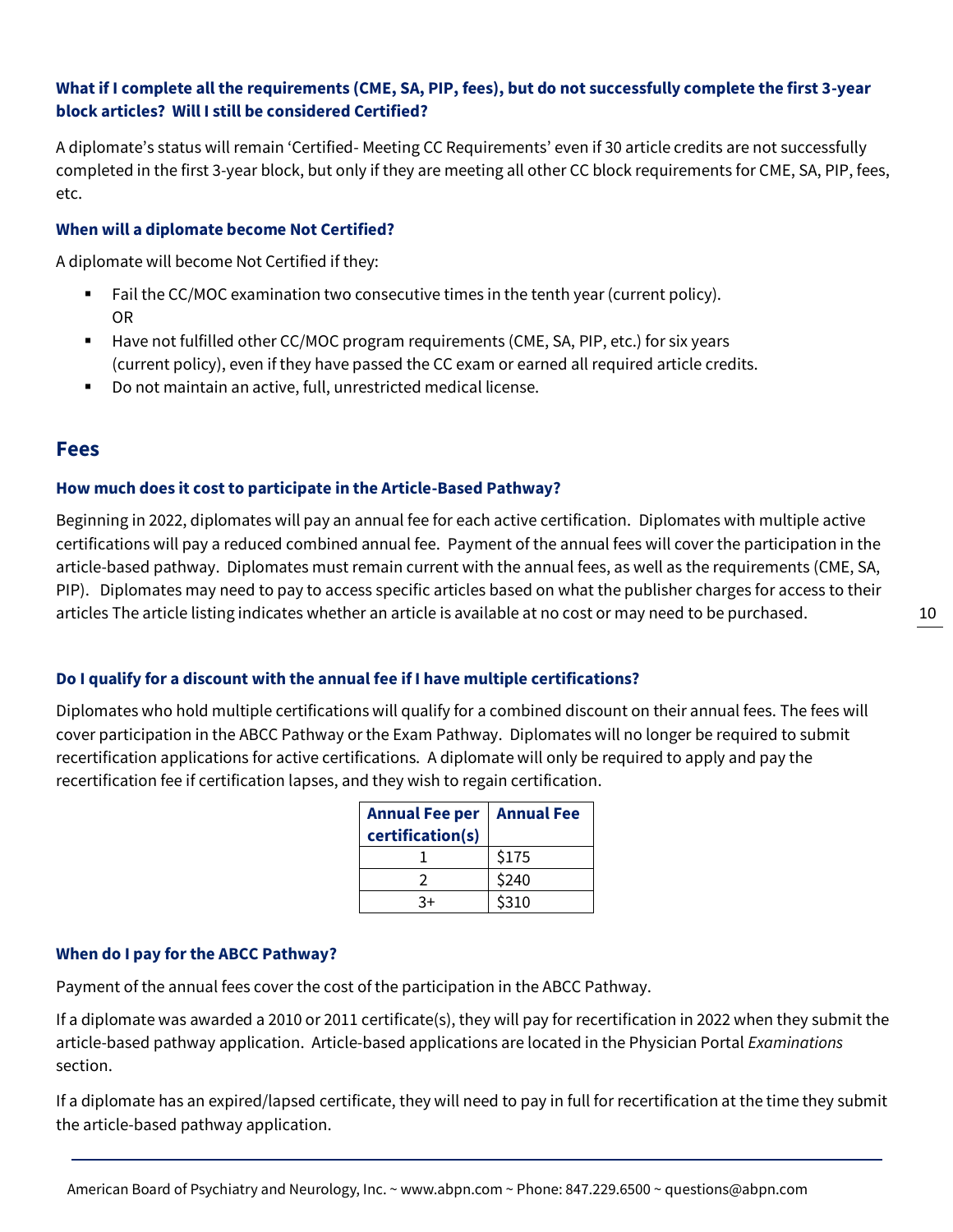### What if I complete all the requirements (CME, SA, PIP, fees), but do not successfully complete the first 3-year block articles? Will I still be considered Certified?

A diplomate's status will remain 'Certified- Meeting CC Requirements' even if 30 article credits are not successfully completed in the first 3-year block, but only if they are meeting all other CC block requirements for CME, SA, PIP, fees, etc.

### When will a diplomate become Not Certified?

A diplomate will become Not Certified if they:

- Fail the CC/MOC examination two consecutive times in the tenth year (current policy).
  OR
- Have not fulfilled other CC/MOC program requirements (CME, SA, PIP, etc.) for six years (current policy), even if they have passed the CC exam or earned all required article credits.
- Do not maintain an active, full, unrestricted medical license.

## Fees

### How much does it cost to participate in the Article-Based Pathway?

Beginning in 2022, diplomates will pay an annual fee for each active certification. Diplomates with multiple active certifications will pay a reduced combined annual fee. Payment of the annual fees will cover the participation in the article-based pathway. Diplomates must remain current with the annual fees, as well as the requirements (CME, SA, PIP). Diplomates may need to pay to access specific articles based on what the publisher charges for access to their articles The article listing indicates whether an article is available at no cost or may need to be purchased.

### Do I qualify for a discount with the annual fee if I have multiple certifications?

Diplomates who hold multiple certifications will qualify for a combined discount on their annual fees. The fees will cover participation in the ABCC Pathway or the Exam Pathway. Diplomates will no longer be required to submit recertification applications for active certifications. A diplomate will only be required to apply and pay the recertification fee if certification lapses, and they wish to regain certification.

| Annual Fee per certification(s) | Annual Fee |
|---|---|
| 1 | $175 |
| 2 | $240 |
| 3+ | $310 |

### When do I pay for the ABCC Pathway?

Payment of the annual fees cover the cost of the participation in the ABCC Pathway.

If a diplomate was awarded a 2010 or 2011 certificate(s), they will pay for recertification in 2022 when they submit the article-based pathway application. Article-based applications are located in the Physician Portal *Examinations* section.

If a diplomate has an expired/lapsed certificate, they will need to pay in full for recertification at the time they submit the article-based pathway application.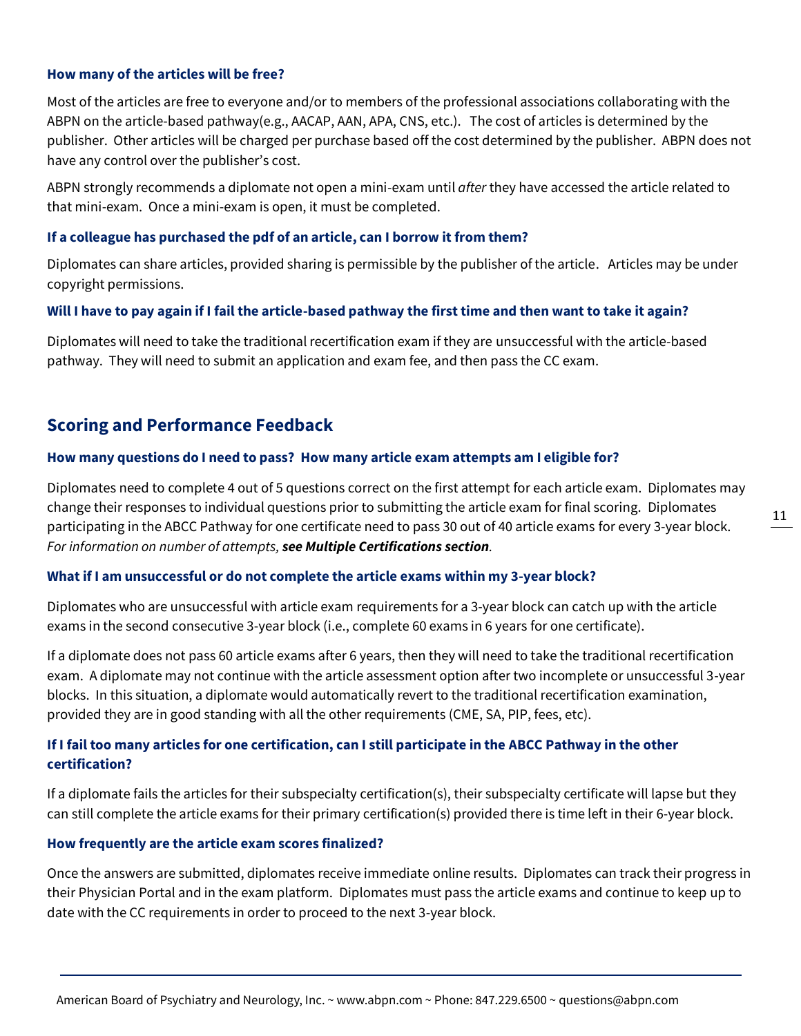### How many of the articles will be free?

Most of the articles are free to everyone and/or to members of the professional associations collaborating with the ABPN on the article-based pathway(e.g., AACAP, AAN, APA, CNS, etc.). The cost of articles is determined by the publisher. Other articles will be charged per purchase based off the cost determined by the publisher. ABPN does not have any control over the publisher's cost.

ABPN strongly recommends a diplomate not open a mini-exam until *after* they have accessed the article related to that mini-exam. Once a mini-exam is open, it must be completed.

### If a colleague has purchased the pdf of an article, can I borrow it from them?

Diplomates can share articles, provided sharing is permissible by the publisher of the article. Articles may be under copyright permissions.

### Will I have to pay again if I fail the article-based pathway the first time and then want to take it again?

Diplomates will need to take the traditional recertification exam if they are unsuccessful with the article-based pathway. They will need to submit an application and exam fee, and then pass the CC exam.

## Scoring and Performance Feedback

### How many questions do I need to pass? How many article exam attempts am I eligible for?

Diplomates need to complete 4 out of 5 questions correct on the first attempt for each article exam. Diplomates may change their responses to individual questions prior to submitting the article exam for final scoring. Diplomates participating in the ABCC Pathway for one certificate need to pass 30 out of 40 article exams for every 3-year block. *For information on number of attempts, **see Multiple Certifications section**.*

### What if I am unsuccessful or do not complete the article exams within my 3-year block?

Diplomates who are unsuccessful with article exam requirements for a 3-year block can catch up with the article exams in the second consecutive 3-year block (i.e., complete 60 exams in 6 years for one certificate).

If a diplomate does not pass 60 article exams after 6 years, then they will need to take the traditional recertification exam. A diplomate may not continue with the article assessment option after two incomplete or unsuccessful 3-year blocks. In this situation, a diplomate would automatically revert to the traditional recertification examination, provided they are in good standing with all the other requirements (CME, SA, PIP, fees, etc).

### If I fail too many articles for one certification, can I still participate in the ABCC Pathway in the other certification?

If a diplomate fails the articles for their subspecialty certification(s), their subspecialty certificate will lapse but they can still complete the article exams for their primary certification(s) provided there is time left in their 6-year block.

### How frequently are the article exam scores finalized?

Once the answers are submitted, diplomates receive immediate online results. Diplomates can track their progress in their Physician Portal and in the exam platform. Diplomates must pass the article exams and continue to keep up to date with the CC requirements in order to proceed to the next 3-year block.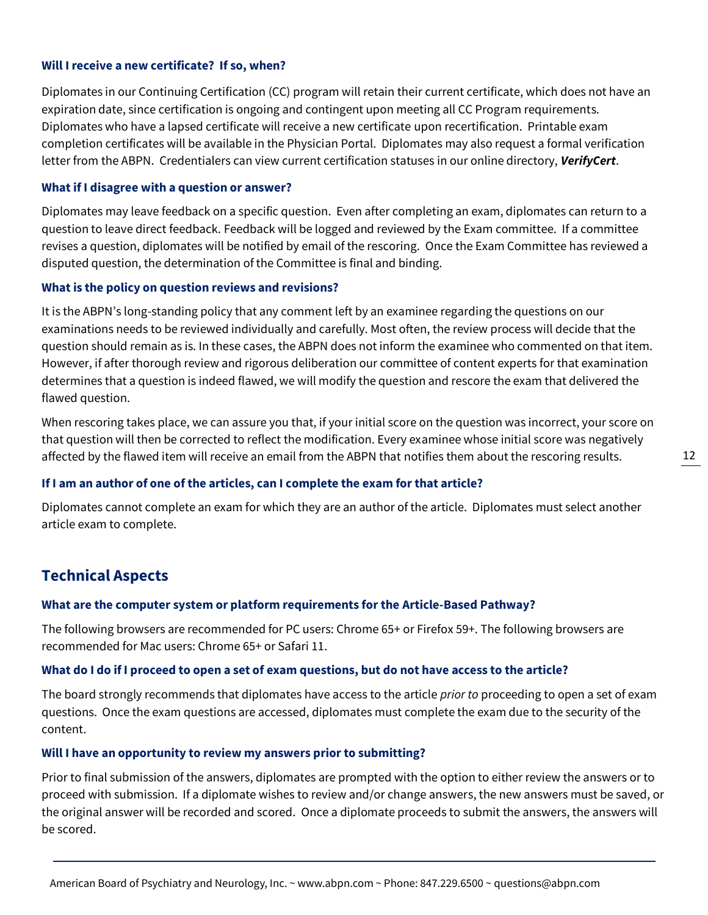### Will I receive a new certificate? If so, when?

Diplomates in our Continuing Certification (CC) program will retain their current certificate, which does not have an expiration date, since certification is ongoing and contingent upon meeting all CC Program requirements. Diplomates who have a lapsed certificate will receive a new certificate upon recertification. Printable exam completion certificates will be available in the Physician Portal. Diplomates may also request a formal verification letter from the ABPN. Credentialers can view current certification statuses in our online directory, ***VerifyCert***.

### What if I disagree with a question or answer?

Diplomates may leave feedback on a specific question. Even after completing an exam, diplomates can return to a question to leave direct feedback. Feedback will be logged and reviewed by the Exam committee. If a committee revises a question, diplomates will be notified by email of the rescoring. Once the Exam Committee has reviewed a disputed question, the determination of the Committee is final and binding.

### What is the policy on question reviews and revisions?

It is the ABPN's long-standing policy that any comment left by an examinee regarding the questions on our examinations needs to be reviewed individually and carefully. Most often, the review process will decide that the question should remain as is. In these cases, the ABPN does not inform the examinee who commented on that item. However, if after thorough review and rigorous deliberation our committee of content experts for that examination determines that a question is indeed flawed, we will modify the question and rescore the exam that delivered the flawed question.

When rescoring takes place, we can assure you that, if your initial score on the question was incorrect, your score on that question will then be corrected to reflect the modification. Every examinee whose initial score was negatively affected by the flawed item will receive an email from the ABPN that notifies them about the rescoring results.

### If I am an author of one of the articles, can I complete the exam for that article?

Diplomates cannot complete an exam for which they are an author of the article. Diplomates must select another article exam to complete.

## Technical Aspects

### What are the computer system or platform requirements for the Article-Based Pathway?

The following browsers are recommended for PC users: Chrome 65+ or Firefox 59+. The following browsers are recommended for Mac users: Chrome 65+ or Safari 11.

### What do I do if I proceed to open a set of exam questions, but do not have access to the article?

The board strongly recommends that diplomates have access to the article *prior to* proceeding to open a set of exam questions. Once the exam questions are accessed, diplomates must complete the exam due to the security of the content.

### Will I have an opportunity to review my answers prior to submitting?

Prior to final submission of the answers, diplomates are prompted with the option to either review the answers or to proceed with submission. If a diplomate wishes to review and/or change answers, the new answers must be saved, or the original answer will be recorded and scored. Once a diplomate proceeds to submit the answers, the answers will be scored.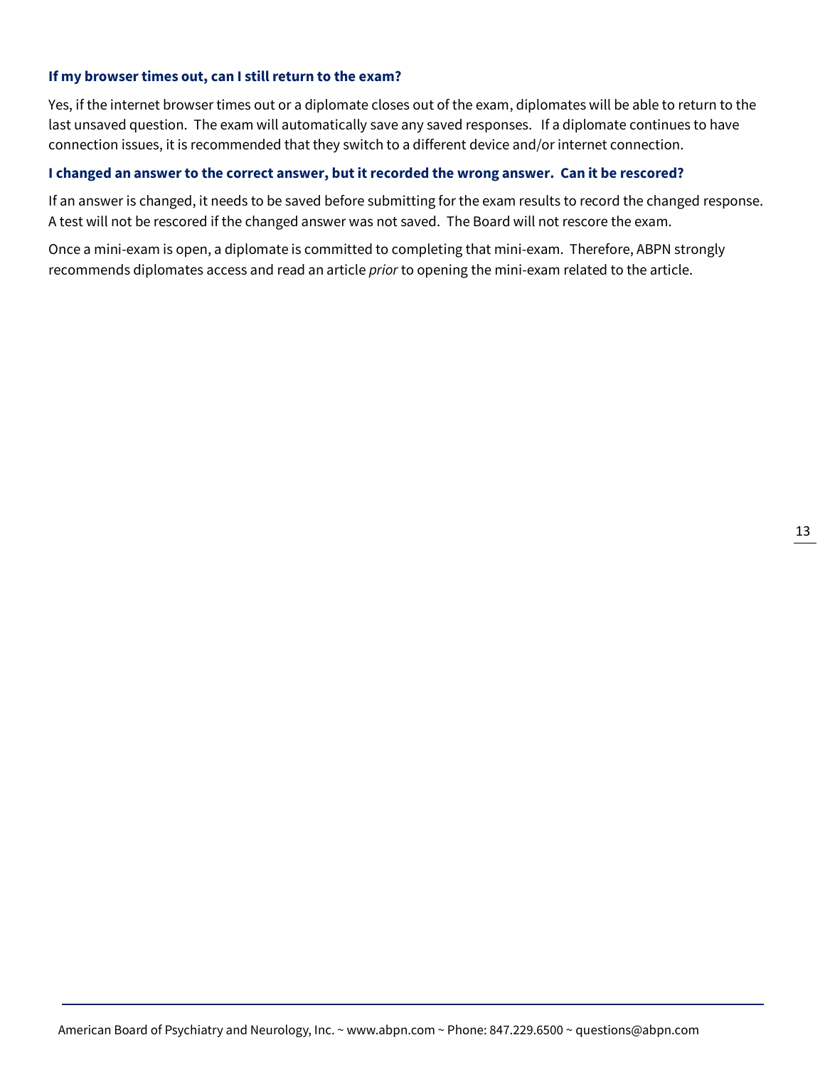### If my browser times out, can I still return to the exam?

Yes, if the internet browser times out or a diplomate closes out of the exam, diplomates will be able to return to the last unsaved question. The exam will automatically save any saved responses. If a diplomate continues to have connection issues, it is recommended that they switch to a different device and/or internet connection.

### I changed an answer to the correct answer, but it recorded the wrong answer. Can it be rescored?

If an answer is changed, it needs to be saved before submitting for the exam results to record the changed response. A test will not be rescored if the changed answer was not saved. The Board will not rescore the exam.

Once a mini-exam is open, a diplomate is committed to completing that mini-exam. Therefore, ABPN strongly recommends diplomates access and read an article *prior* to opening the mini-exam related to the article.